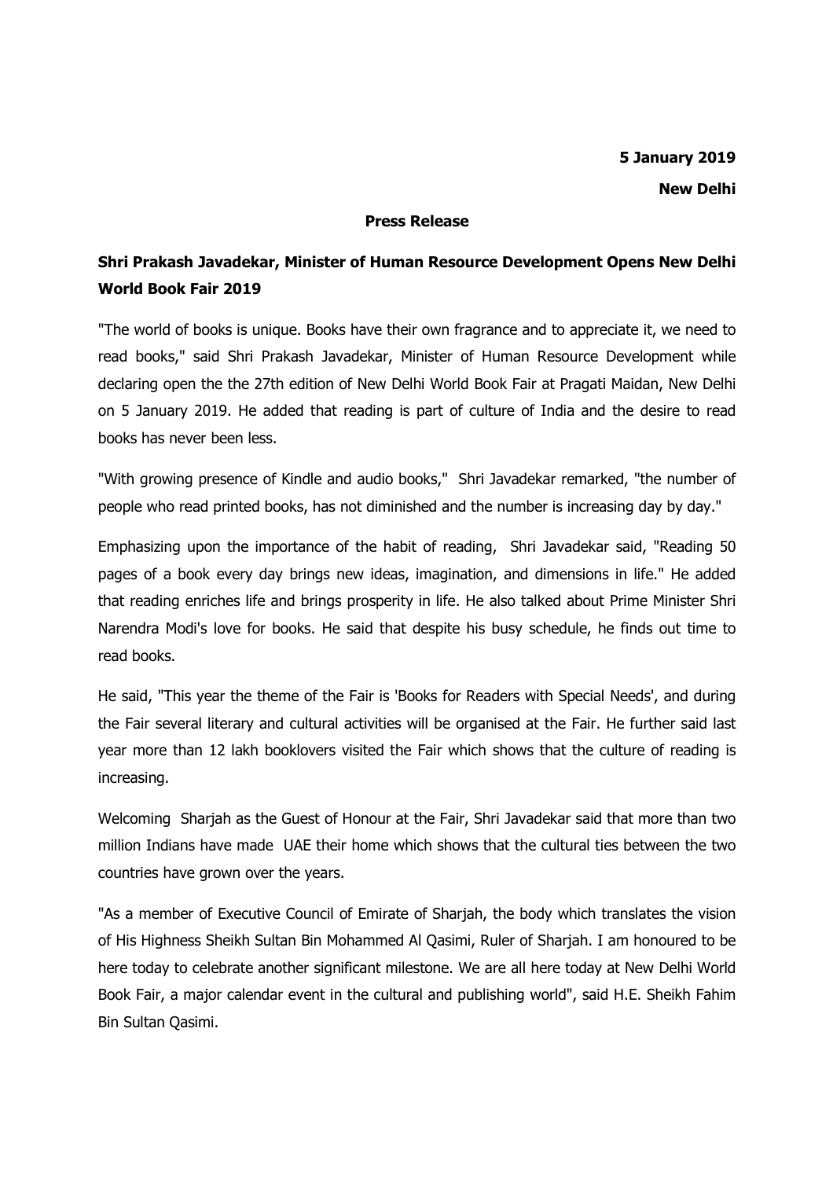**5 January 2019**

**New Delhi**

**Press Release**

**Shri Prakash Javadekar, Minister of Human Resource Development Opens New Delhi World Book Fair 2019**

"The world of books is unique. Books have their own fragrance and to appreciate it, we need to read books," said Shri Prakash Javadekar, Minister of Human Resource Development while declaring open the the 27th edition of New Delhi World Book Fair at Pragati Maidan, New Delhi on 5 January 2019. He added that reading is part of culture of India and the desire to read books has never been less.

"With growing presence of Kindle and audio books," Shri Javadekar remarked, "the number of people who read printed books, has not diminished and the number is increasing day by day."

Emphasizing upon the importance of the habit of reading, Shri Javadekar said, "Reading 50 pages of a book every day brings new ideas, imagination, and dimensions in life." He added that reading enriches life and brings prosperity in life. He also talked about Prime Minister Shri Narendra Modi's love for books. He said that despite his busy schedule, he finds out time to read books.

He said, "This year the theme of the Fair is 'Books for Readers with Special Needs', and during the Fair several literary and cultural activities will be organised at the Fair. He further said last year more than 12 lakh booklovers visited the Fair which shows that the culture of reading is increasing.

Welcoming Sharjah as the Guest of Honour at the Fair, Shri Javadekar said that more than two million Indians have made UAE their home which shows that the cultural ties between the two countries have grown over the years.

"As a member of Executive Council of Emirate of Sharjah, the body which translates the vision of His Highness Sheikh Sultan Bin Mohammed Al Qasimi, Ruler of Sharjah. I am honoured to be here today to celebrate another significant milestone. We are all here today at New Delhi World Book Fair, a major calendar event in the cultural and publishing world", said H.E. Sheikh Fahim Bin Sultan Qasimi.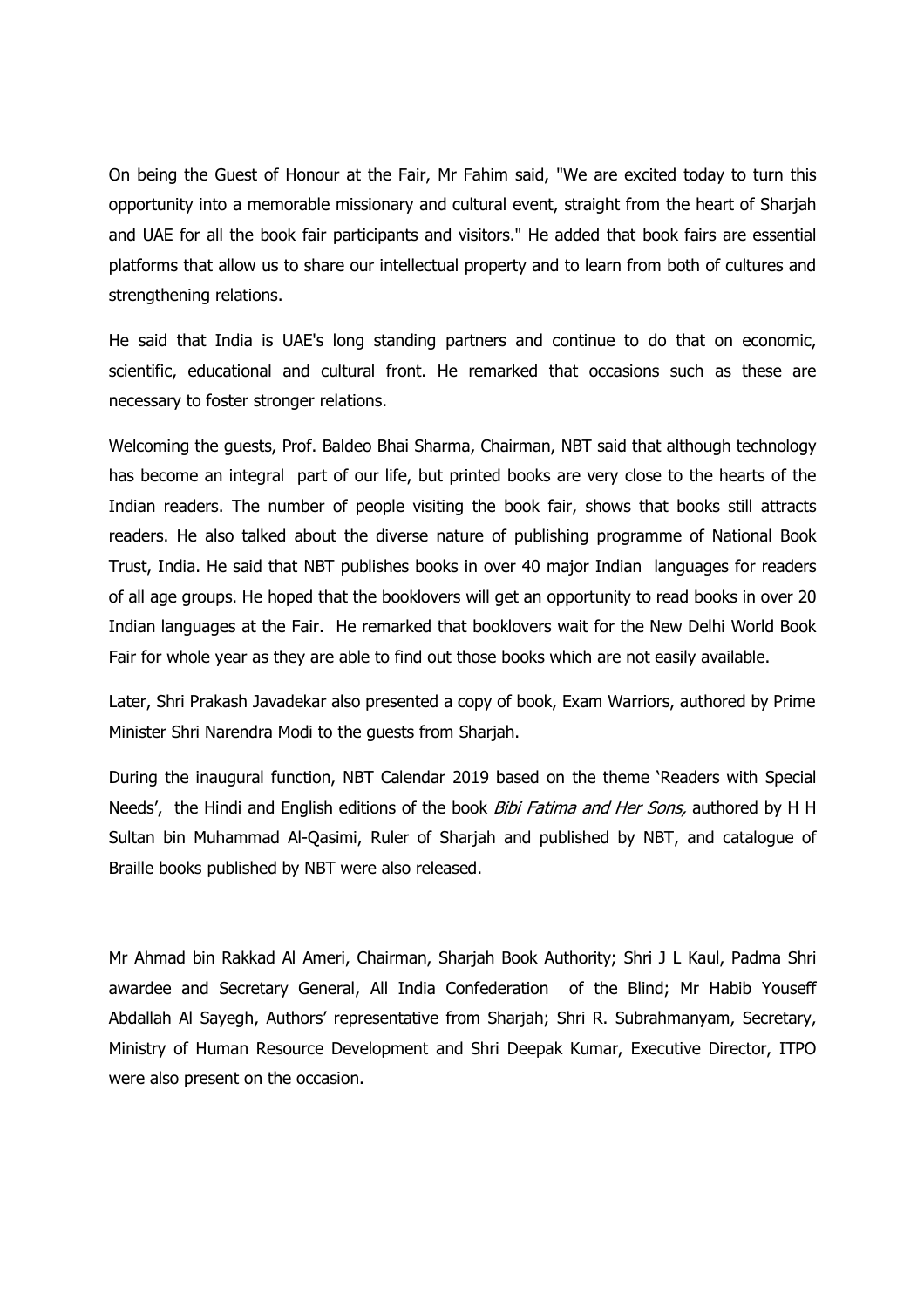On being the Guest of Honour at the Fair, Mr Fahim said, "We are excited today to turn this opportunity into a memorable missionary and cultural event, straight from the heart of Sharjah and UAE for all the book fair participants and visitors." He added that book fairs are essential platforms that allow us to share our intellectual property and to learn from both of cultures and strengthening relations.

He said that India is UAE's long standing partners and continue to do that on economic, scientific, educational and cultural front. He remarked that occasions such as these are necessary to foster stronger relations.

Welcoming the guests, Prof. Baldeo Bhai Sharma, Chairman, NBT said that although technology has become an integral part of our life, but printed books are very close to the hearts of the Indian readers. The number of people visiting the book fair, shows that books still attracts readers. He also talked about the diverse nature of publishing programme of National Book Trust, India. He said that NBT publishes books in over 40 major Indian languages for readers of all age groups. He hoped that the booklovers will get an opportunity to read books in over 20 Indian languages at the Fair. He remarked that booklovers wait for the New Delhi World Book Fair for whole year as they are able to find out those books which are not easily available.

Later, Shri Prakash Javadekar also presented a copy of book, Exam Warriors, authored by Prime Minister Shri Narendra Modi to the guests from Sharjah.

During the inaugural function, NBT Calendar 2019 based on the theme 'Readers with Special Needs', the Hindi and English editions of the book *Bibi Fatima and Her Sons,* authored by H H Sultan bin Muhammad Al-Qasimi, Ruler of Sharjah and published by NBT, and catalogue of Braille books published by NBT were also released.

Mr Ahmad bin Rakkad Al Ameri, Chairman, Sharjah Book Authority; Shri J L Kaul, Padma Shri awardee and Secretary General, All India Confederation of the Blind; Mr Habib Youseff Abdallah Al Sayegh, Authors' representative from Sharjah; Shri R. Subrahmanyam, Secretary, Ministry of Human Resource Development and Shri Deepak Kumar, Executive Director, ITPO were also present on the occasion.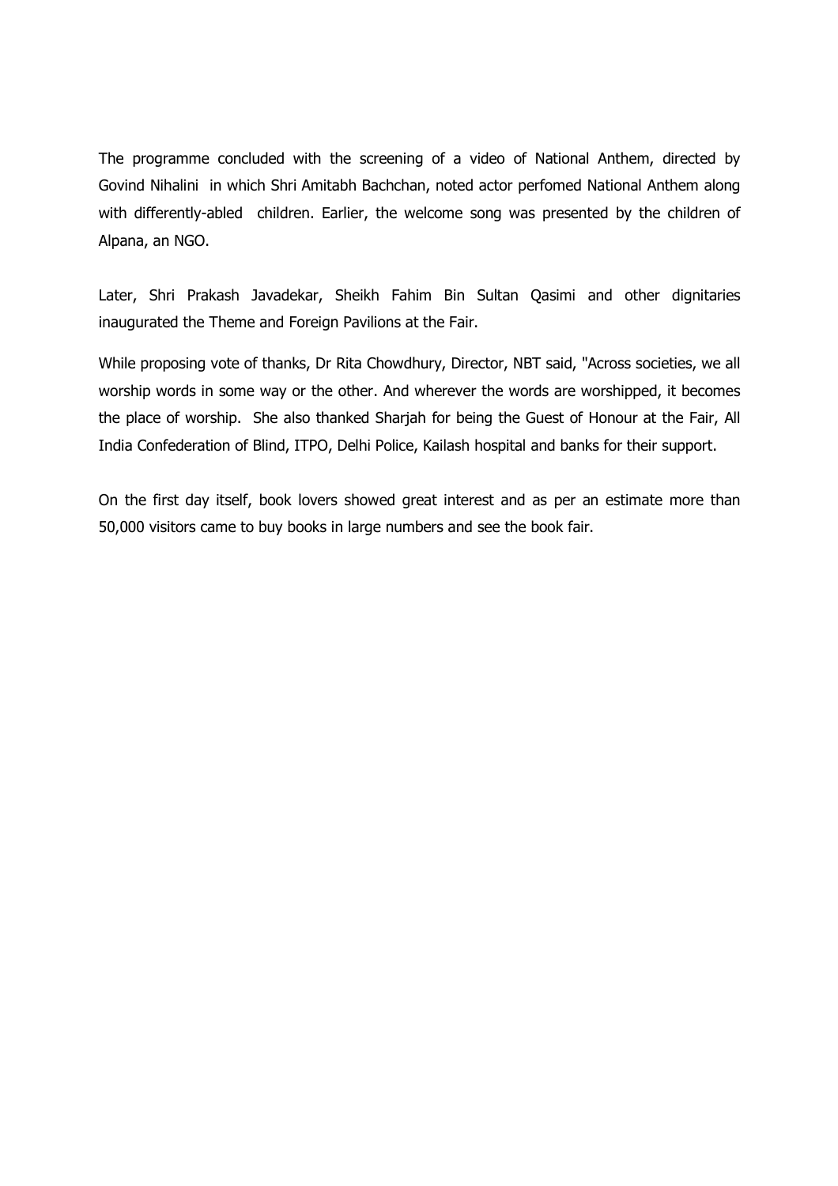The programme concluded with the screening of a video of National Anthem, directed by Govind Nihalini in which Shri Amitabh Bachchan, noted actor perfomed National Anthem along with differently-abled children. Earlier, the welcome song was presented by the children of Alpana, an NGO.

Later, Shri Prakash Javadekar, Sheikh Fahim Bin Sultan Qasimi and other dignitaries inaugurated the Theme and Foreign Pavilions at the Fair.

While proposing vote of thanks, Dr Rita Chowdhury, Director, NBT said, "Across societies, we all worship words in some way or the other. And wherever the words are worshipped, it becomes the place of worship. She also thanked Sharjah for being the Guest of Honour at the Fair, All India Confederation of Blind, ITPO, Delhi Police, Kailash hospital and banks for their support.

On the first day itself, book lovers showed great interest and as per an estimate more than 50,000 visitors came to buy books in large numbers and see the book fair.